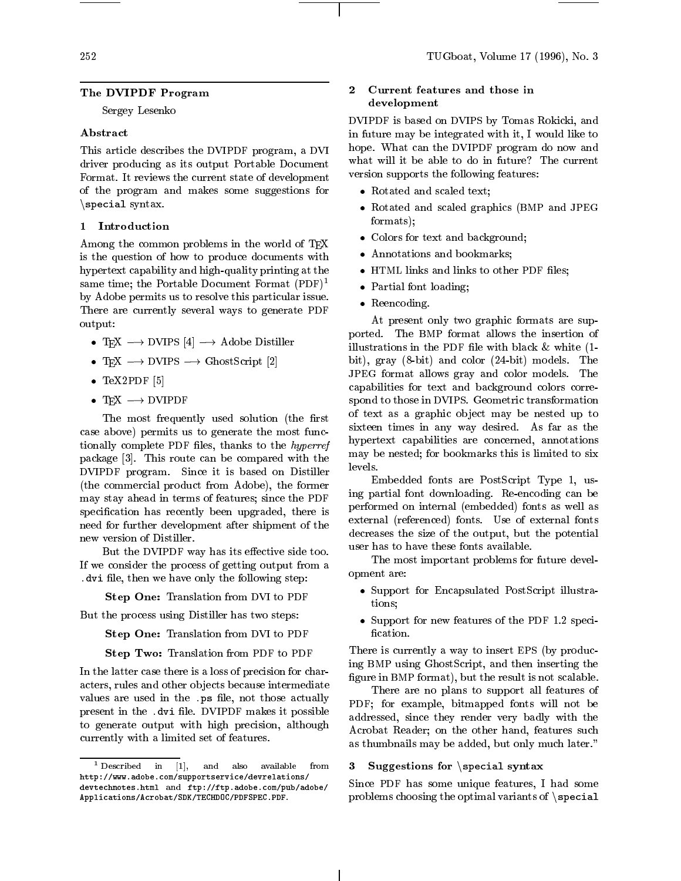## The DVIPDF Program

Sergey Lesenko

### Abstract

This article describes the DVIPDF program, a DVI driver producing as its output Portable Document Format. It reviews the current state of development of the program and makes some suggestions for `\special` syntax.

### 1 Introduction

Among the common problems in the world of TEX is the question of how to produce documents with hypertext capability and high-quality printing at the same time; the Portable Document Format (PDF)[1] by Adobe permits us to resolve this particular issue. There are currently several ways to generate PDF output:

- TEX ⟶ DVIPS [4] ⟶ Adobe Distiller
- TEX ⟶ DVIPS ⟶ GhostScript [2]
- TeX2PDF [5]
- TEX ⟶ DVIPDF

The most frequently used solution (the first case above) permits us to generate the most functionally complete PDF files, thanks to the *hyperref* package [3]. This route can be compared with the DVIPDF program. Since it is based on Distiller (the commercial product from Adobe), the former may stay ahead in terms of features; since the PDF specification has recently been upgraded, there is need for further development after shipment of the new version of Distiller.

But the DVIPDF way has its effective side too. If we consider the process of getting output from a `.dvi` file, then we have only the following step:

**Step One:** Translation from DVI to PDF

But the process using Distiller has two steps:

**Step One:** Translation from DVI to PDF

**Step Two:** Translation from PDF to PDF

In the latter case there is a loss of precision for characters, rules and other objects because intermediate values are used in the `.ps` file, not those actually present in the `.dvi` file. DVIPDF makes it possible to generate output with high precision, although currently with a limited set of features.

[1] Described in [1], and also available from `http://www.adobe.com/supportservice/devrelations/devtechnotes.html` and `ftp://ftp.adobe.com/pub/adobe/Applications/Acrobat/SDK/TECHDOC/PDFSPEC.PDF`.

### 2 Current features and those in development

DVIPDF is based on DVIPS by Tomas Rokicki, and in future may be integrated with it, I would like to hope. What can the DVIPDF program do now and what will it be able to do in future? The current version supports the following features:

- Rotated and scaled text;
- Rotated and scaled graphics (BMP and JPEG formats);
- Colors for text and background;
- Annotations and bookmarks;
- HTML links and links to other PDF files;
- Partial font loading;
- Reencoding.

At present only two graphic formats are supported. The BMP format allows the insertion of illustrations in the PDF file with black & white (1-bit), gray (8-bit) and color (24-bit) models. The JPEG format allows gray and color models. The capabilities for text and background colors correspond to those in DVIPS. Geometric transformation of text as a graphic object may be nested up to sixteen times in any way desired. As far as the hypertext capabilities are concerned, annotations may be nested; for bookmarks this is limited to six levels.

Embedded fonts are PostScript Type 1, using partial font downloading. Re-encoding can be performed on internal (embedded) fonts as well as external (referenced) fonts. Use of external fonts decreases the size of the output, but the potential user has to have these fonts available.

The most important problems for future development are:

- Support for Encapsulated PostScript illustrations;
- Support for new features of the PDF 1.2 specification.

There is currently a way to insert EPS (by producing BMP using GhostScript, and then inserting the figure in BMP format), but the result is not scalable.

There are no plans to support all features of PDF; for example, bitmapped fonts will not be addressed, since they render very badly with the Acrobat Reader; on the other hand, features such as thumbnails may be added, but only much later."

### 3 Suggestions for `\special` syntax

Since PDF has some unique features, I had some problems choosing the optimal variants of `\special`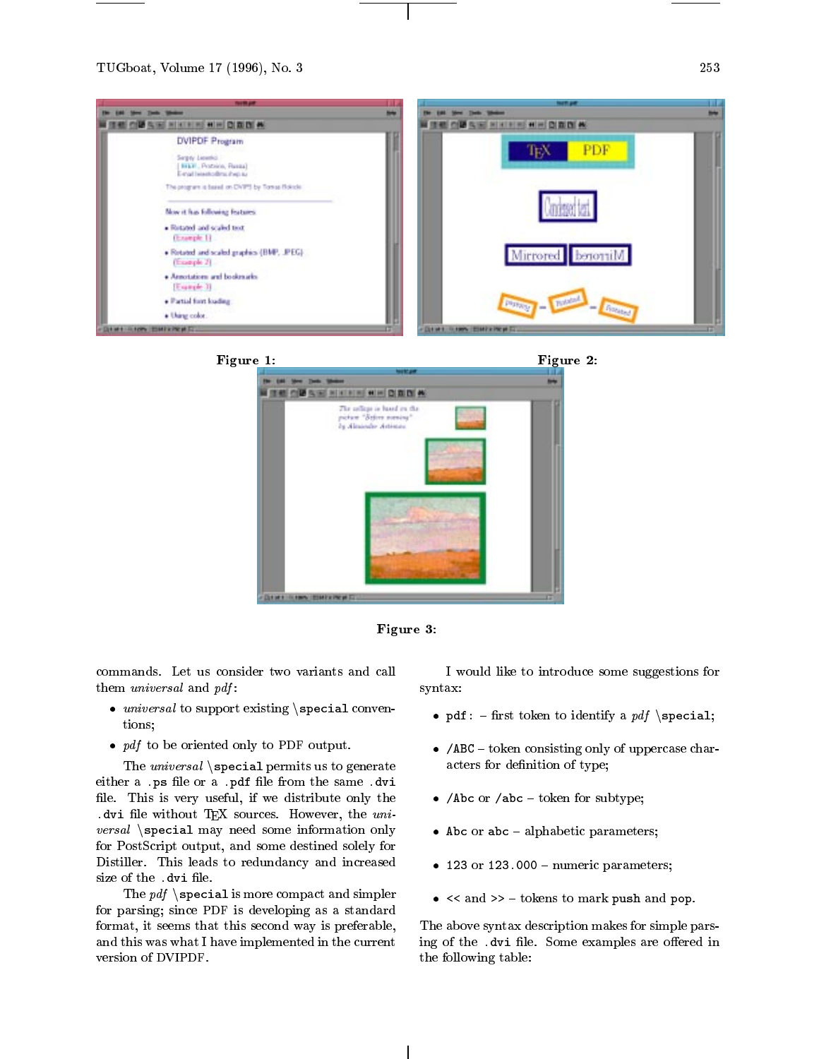Figure 1:

Figure 2:

Figure 3:

commands. Let us consider two variants and call them *universal* and *pdf*:

- *universal* to support existing \special conventions;
- *pdf* to be oriented only to PDF output.

The *universal* \special permits us to generate either a .ps file or a .pdf file from the same .dvi file. This is very useful, if we distribute only the .dvi file without TEX sources. However, the *universal* \special may need some information only for PostScript output, and some destined solely for Distiller. This leads to redundancy and increased size of the .dvi file.

The *pdf* \special is more compact and simpler for parsing; since PDF is developing as a standard format, it seems that this second way is preferable, and this was what I have implemented in the current version of DVIPDF.

I would like to introduce some suggestions for syntax:

- `pdf:` – first token to identify a *pdf* \special;
- `/ABC` – token consisting only of uppercase characters for definition of type;
- `/Abc` or `/abc` – token for subtype;
- `Abc` or `abc` – alphabetic parameters;
- `123` or `123.000` – numeric parameters;
- `<<` and `>>` – tokens to mark **push** and **pop**.

The above syntax description makes for simple parsing of the .dvi file. Some examples are offered in the following table: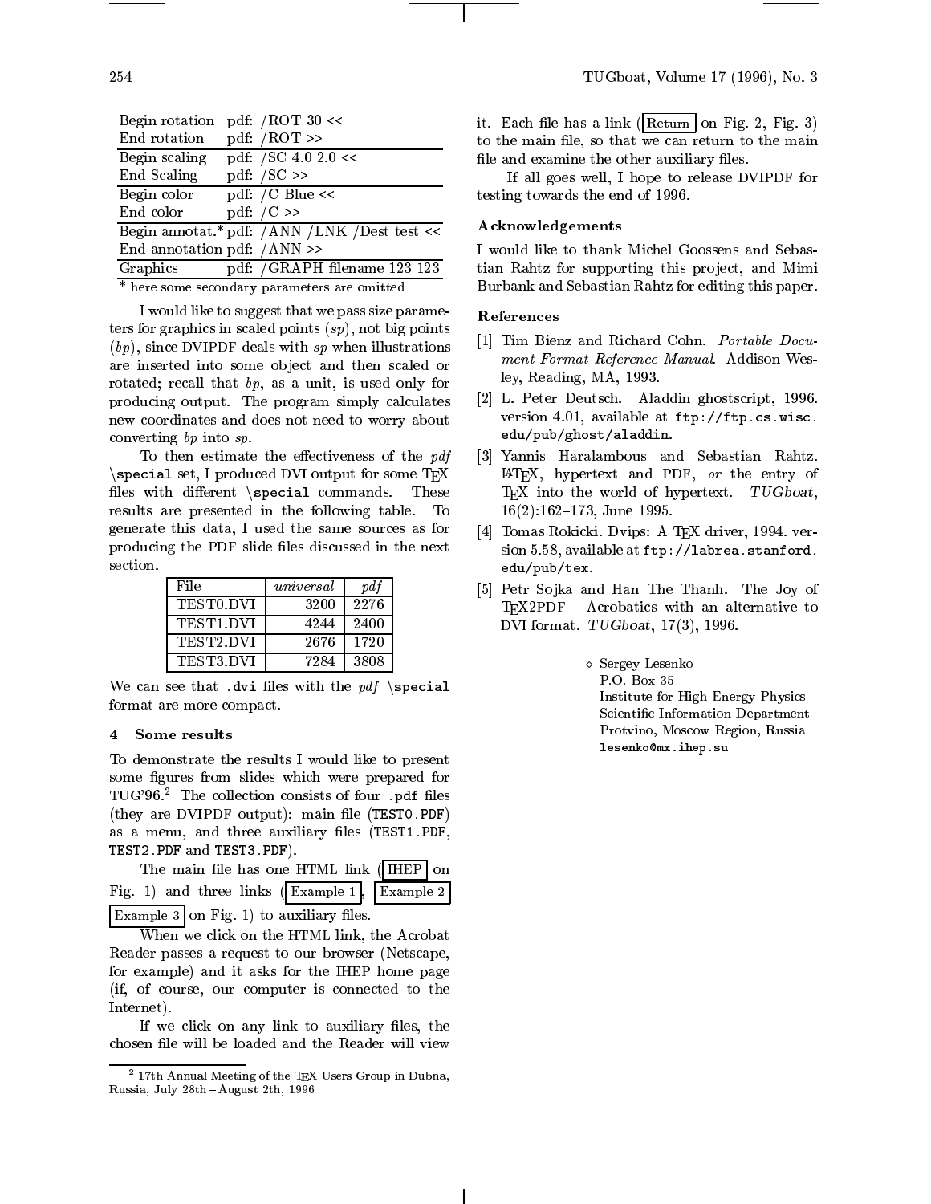| | |
|---|---|
| Begin rotation | pdf: /ROT 30 << |
| End rotation | pdf: /ROT >> |
| Begin scaling | pdf: /SC 4.0 2.0 << |
| End Scaling | pdf: /SC >> |
| Begin color | pdf: /C Blue << |
| End color | pdf: /C >> |
| Begin annotat.* | pdf: /ANN /LNK /Dest test << |
| End annotation | pdf: /ANN >> |
| Graphics | pdf: /GRAPH filename 123 123 |

\* here some secondary parameters are omitted

I would like to suggest that we pass size parameters for graphics in scaled points (*sp*), not big points (*bp*), since DVIPDF deals with *sp* when illustrations are inserted into some object and then scaled or rotated; recall that *bp*, as a unit, is used only for producing output. The program simply calculates new coordinates and does not need to worry about converting *bp* into *sp*.

To then estimate the effectiveness of the *pdf* `\special` set, I produced DVI output for some TEX files with different `\special` commands. These results are presented in the following table. To generate this data, I used the same sources as for producing the PDF slide files discussed in the next section.

| File | *universal* | *pdf* |
|---|---|---|
| TEST0.DVI | 3200 | 2276 |
| TEST1.DVI | 4244 | 2400 |
| TEST2.DVI | 2676 | 1720 |
| TEST3.DVI | 7284 | 3808 |

We can see that `.dvi` files with the *pdf* `\special` format are more compact.

## 4 Some results

To demonstrate the results I would like to present some figures from slides which were prepared for TUG'96.[2] The collection consists of four `.pdf` files (they are DVIPDF output): main file (`TEST0.PDF`) as a menu, and three auxiliary files (`TEST1.PDF`, `TEST2.PDF` and `TEST3.PDF`).

The main file has one HTML link (IHEP on Fig. 1) and three links (Example 1, Example 2, Example 3 on Fig. 1) to auxiliary files.

When we click on the HTML link, the Acrobat Reader passes a request to our browser (Netscape, for example) and it asks for the IHEP home page (if, of course, our computer is connected to the Internet).

If we click on any link to auxiliary files, the chosen file will be loaded and the Reader will view it. Each file has a link (Return on Fig. 2, Fig. 3) to the main file, so that we can return to the main file and examine the other auxiliary files.

If all goes well, I hope to release DVIPDF for testing towards the end of 1996.

### Acknowledgements

I would like to thank Michel Goossens and Sebastian Rahtz for supporting this project, and Mimi Burbank and Sebastian Rahtz for editing this paper.

### References

[1] Tim Bienz and Richard Cohn. *Portable Document Format Reference Manual*. Addison Wesley, Reading, MA, 1993.

[2] L. Peter Deutsch. Aladdin ghostscript, 1996. version 4.01, available at `ftp://ftp.cs.wisc.edu/pub/ghost/aladdin`.

[3] Yannis Haralambous and Sebastian Rahtz. LATEX, hypertext and PDF, *or* the entry of TEX into the world of hypertext. *TUGboat*, 16(2):162–173, June 1995.

[4] Tomas Rokicki. Dvips: A TEX driver, 1994. version 5.58, available at `ftp://labrea.stanford.edu/pub/tex`.

[5] Petr Sojka and Han The Thanh. The Joy of TEX2PDF — Acrobatics with an alternative to DVI format. *TUGboat*, 17(3), 1996.

◇ Sergey Lesenko
P.O. Box 35
Institute for High Energy Physics
Scientific Information Department
Protvino, Moscow Region, Russia
`lesenko@mx.ihep.su`

[2] 17th Annual Meeting of the TEX Users Group in Dubna, Russia, July 28th – August 2th, 1996